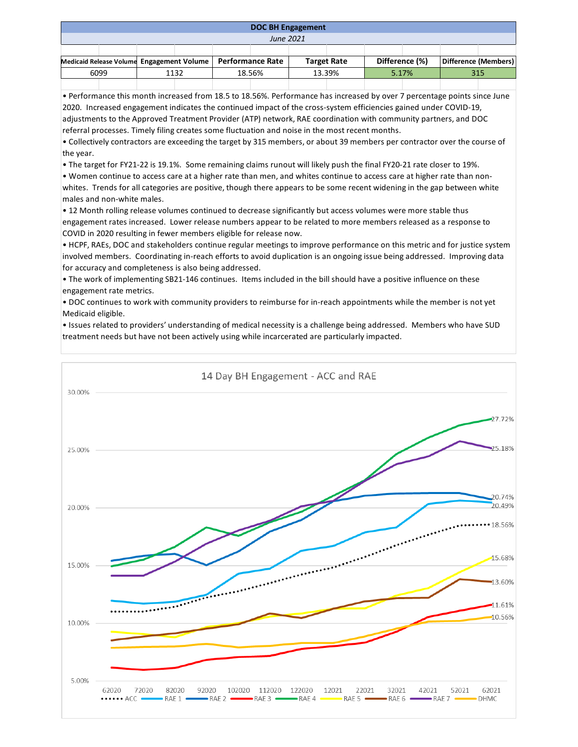## DOC BH Engagement

*June 2021*

| Medicaid Release Volume | Engagement Volume | Performance Rate | Target Rate | Difference (%) | Difference (Members) |
|---|---|---|---|---|---|
| 6099 | 1132 | 18.56% | 13.39% | 5.17% | 315 |

- Performance this month increased from 18.5 to 18.56%. Performance has increased by over 7 percentage points since June 2020. Increased engagement indicates the continued impact of the cross-system efficiencies gained under COVID-19, adjustments to the Approved Treatment Provider (ATP) network, RAE coordination with community partners, and DOC referral processes. Timely filing creates some fluctuation and noise in the most recent months.
- Collectively contractors are exceeding the target by 315 members, or about 39 members per contractor over the course of the year.
- The target for FY21-22 is 19.1%. Some remaining claims runout will likely push the final FY20-21 rate closer to 19%.
- Women continue to access care at a higher rate than men, and whites continue to access care at higher rate than non-whites. Trends for all categories are positive, though there appears to be some recent widening in the gap between white males and non-white males.
- 12 Month rolling release volumes continued to decrease significantly but access volumes were more stable thus engagement rates increased. Lower release numbers appear to be related to more members released as a response to COVID in 2020 resulting in fewer members eligible for release now.
- HCPF, RAEs, DOC and stakeholders continue regular meetings to improve performance on this metric and for justice system involved members. Coordinating in-reach efforts to avoid duplication is an ongoing issue being addressed. Improving data for accuracy and completeness is also being addressed.
- The work of implementing SB21-146 continues. Items included in the bill should have a positive influence on these engagement rate metrics.
- DOC continues to work with community providers to reimburse for in-reach appointments while the member is not yet Medicaid eligible.
- Issues related to providers' understanding of medical necessity is a challenge being addressed. Members who have SUD treatment needs but have not been actively using while incarcerated are particularly impacted.

### 14 Day BH Engagement - ACC and RAE

June 2021 values: RAE 4 27.72%, RAE 7 25.18%, RAE 2 20.74%, RAE 1 20.49%, ACC 18.56%, RAE 5 15.68%, RAE 6 13.60%, RAE 3 11.61%, DHMC 10.56%

Legend: ACC, RAE 1, RAE 2, RAE 3, RAE 4, RAE 5, RAE 6, RAE 7, DHMC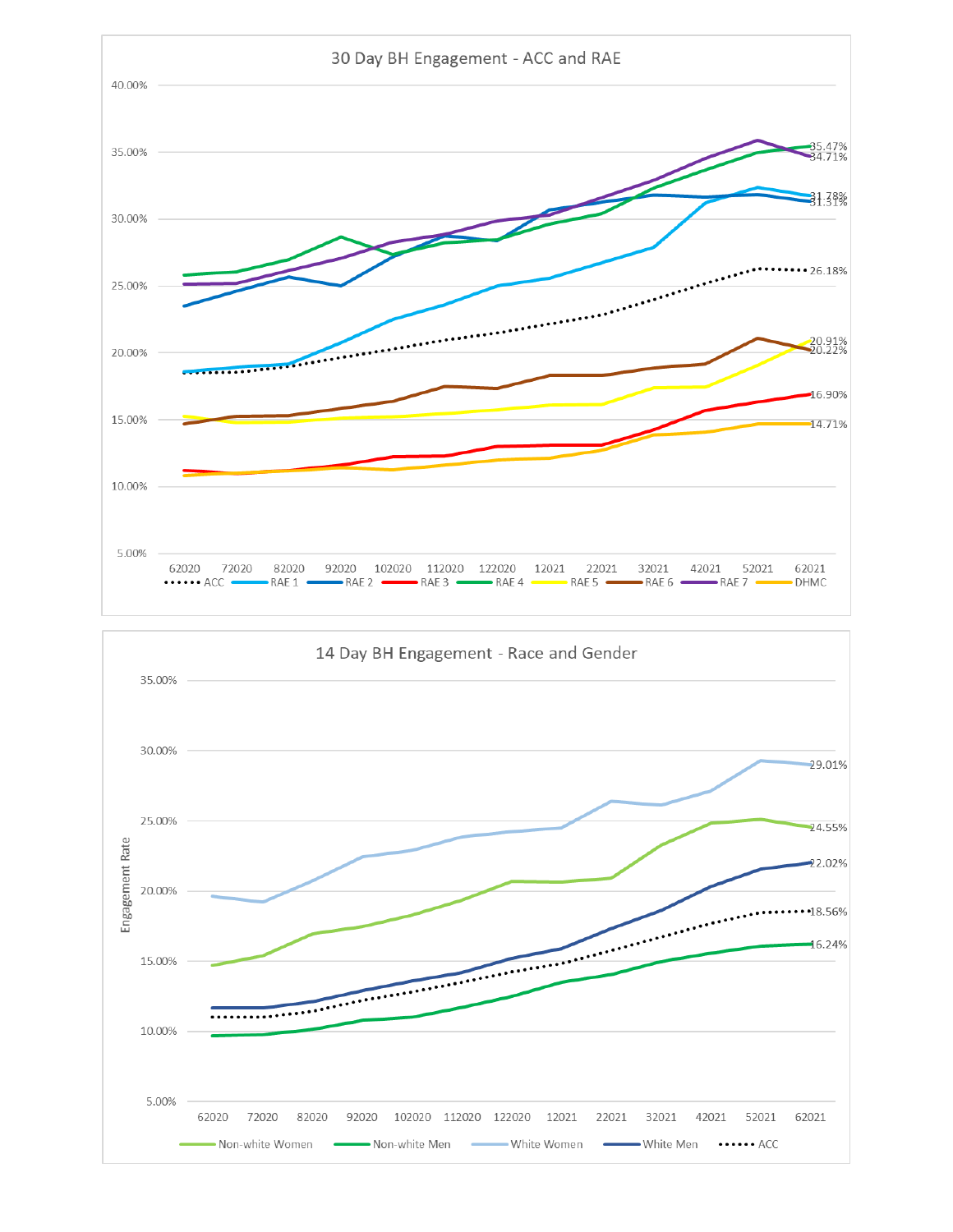## 30 Day BH Engagement - ACC and RAE

40.00%
35.00%
30.00%
25.00%
20.00%
15.00%
10.00%
5.00%

62020 72020 82020 92020 102020 112020 122020 12021 22021 32021 42021 52021 62021

ACC, RAE 1, RAE 2, RAE 3, RAE 4, RAE 5, RAE 6, RAE 7, DHMC

35.47%
34.71%
31.78%
31.31%
26.18%
20.91%
20.22%
16.90%
14.71%

## 14 Day BH Engagement - Race and Gender

Engagement Rate

35.00%
30.00%
25.00%
20.00%
15.00%
10.00%
5.00%

62020 72020 82020 92020 102020 112020 122020 12021 22021 32021 42021 52021 62021

Non-white Women, Non-white Men, White Women, White Men, ACC

29.01%
24.55%
22.02%
18.56%
16.24%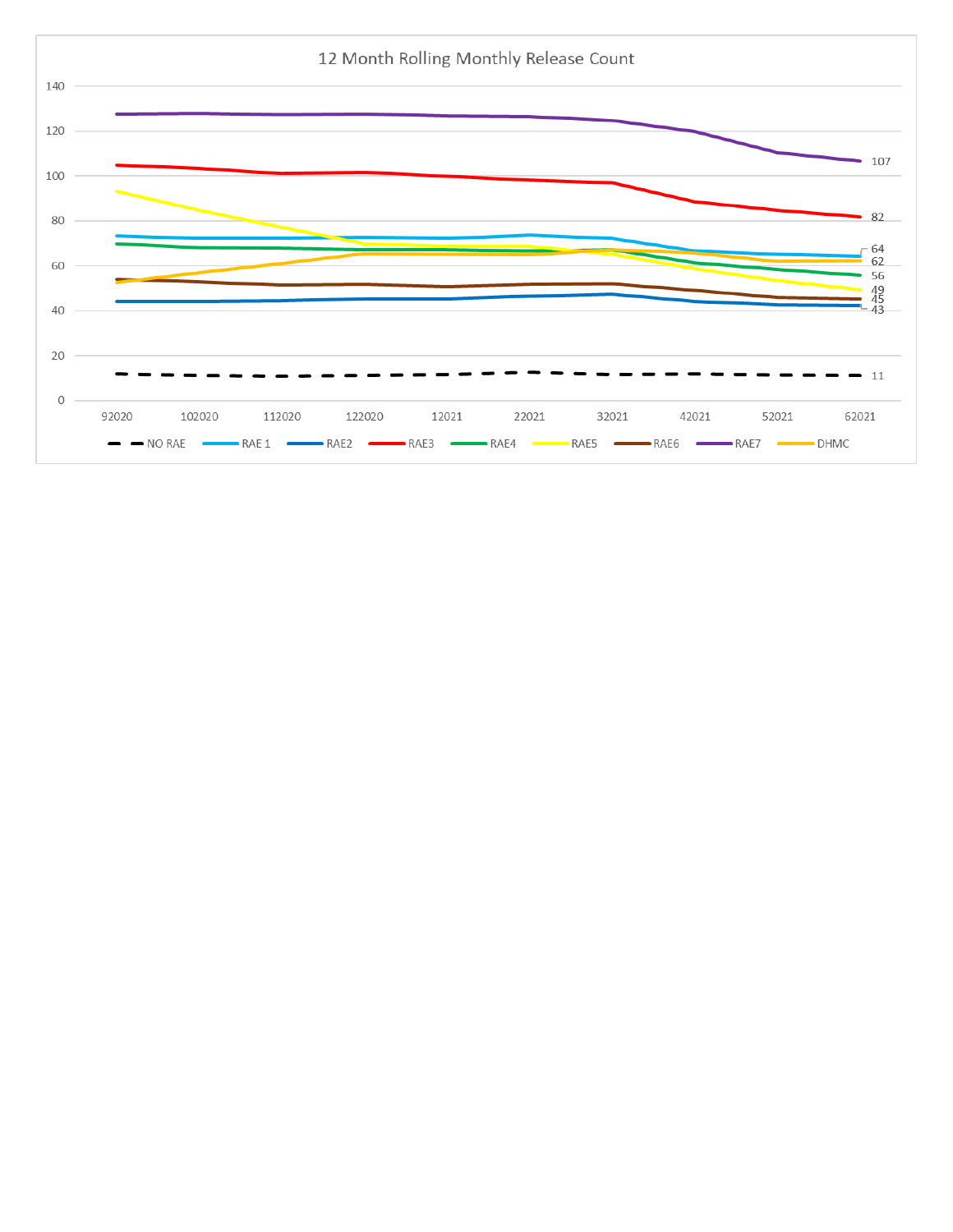12 Month Rolling Monthly Release Count

140
120
100
80
60
40
20
0

92020 102020 112020 122020 12021 22021 32021 42021 52021 62021

107
82
64
62
56
49
45
43
11

NO RAE RAE 1 RAE2 RAE3 RAE4 RAE5 RAE6 RAE7 DHMC